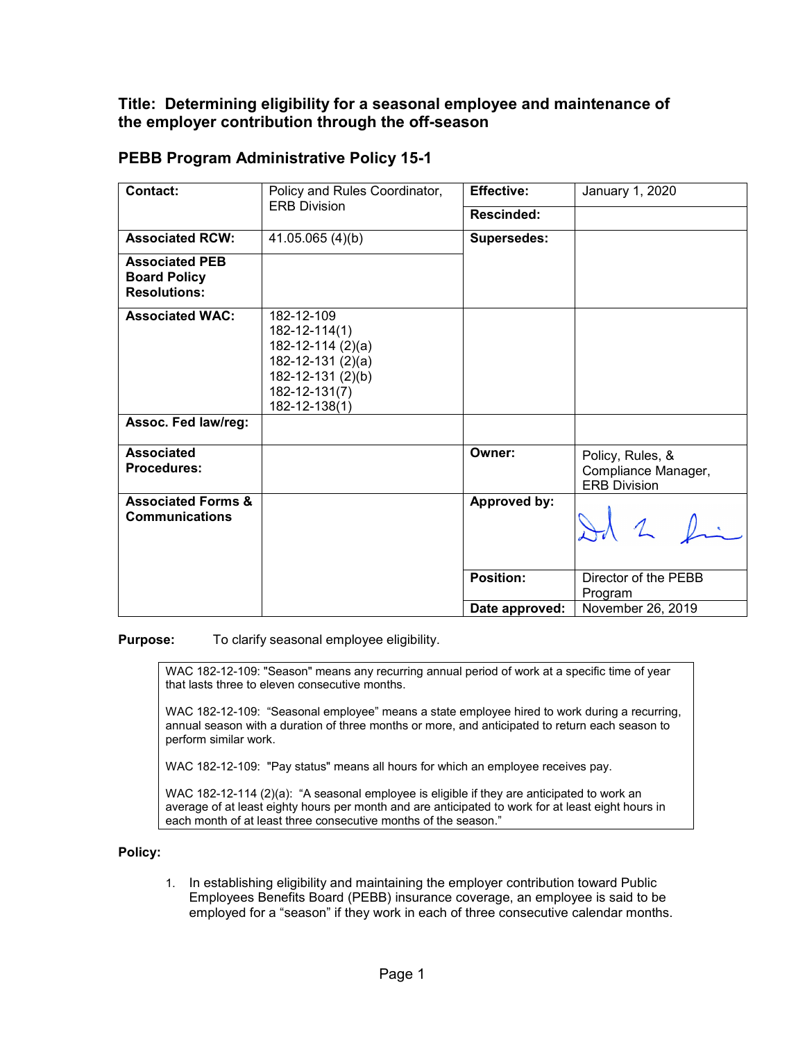## Title: Determining eligibility for a seasonal employee and maintenance of the employer contribution through the off-season

## PEBB Program Administrative Policy 15-1

| Contact: | Policy and Rules Coordinator, ERB Division | Effective: | January 1, 2020 |
|---|---|---|---|
| | | Rescinded: | |
| Associated RCW: | 41.05.065 (4)(b) | Supersedes: | |
| Associated PEB Board Policy Resolutions: | | | |
| Associated WAC: | 182-12-109<br>182-12-114(1)<br>182-12-114 (2)(a)<br>182-12-131 (2)(a)<br>182-12-131 (2)(b)<br>182-12-131(7)<br>182-12-138(1) | | |
| Assoc. Fed law/reg: | | | |
| Associated Procedures: | | Owner: | Policy, Rules, & Compliance Manager, ERB Division |
| Associated Forms & Communications | | Approved by: | [signature] |
| | | Position: | Director of the PEBB Program |
| | | Date approved: | November 26, 2019 |

**Purpose:** To clarify seasonal employee eligibility.

> WAC 182-12-109: "Season" means any recurring annual period of work at a specific time of year that lasts three to eleven consecutive months.
>
> WAC 182-12-109: "Seasonal employee" means a state employee hired to work during a recurring, annual season with a duration of three months or more, and anticipated to return each season to perform similar work.
>
> WAC 182-12-109: "Pay status" means all hours for which an employee receives pay.
>
> WAC 182-12-114 (2)(a): "A seasonal employee is eligible if they are anticipated to work an average of at least eighty hours per month and are anticipated to work for at least eight hours in each month of at least three consecutive months of the season."

**Policy:**

1. In establishing eligibility and maintaining the employer contribution toward Public Employees Benefits Board (PEBB) insurance coverage, an employee is said to be employed for a "season" if they work in each of three consecutive calendar months.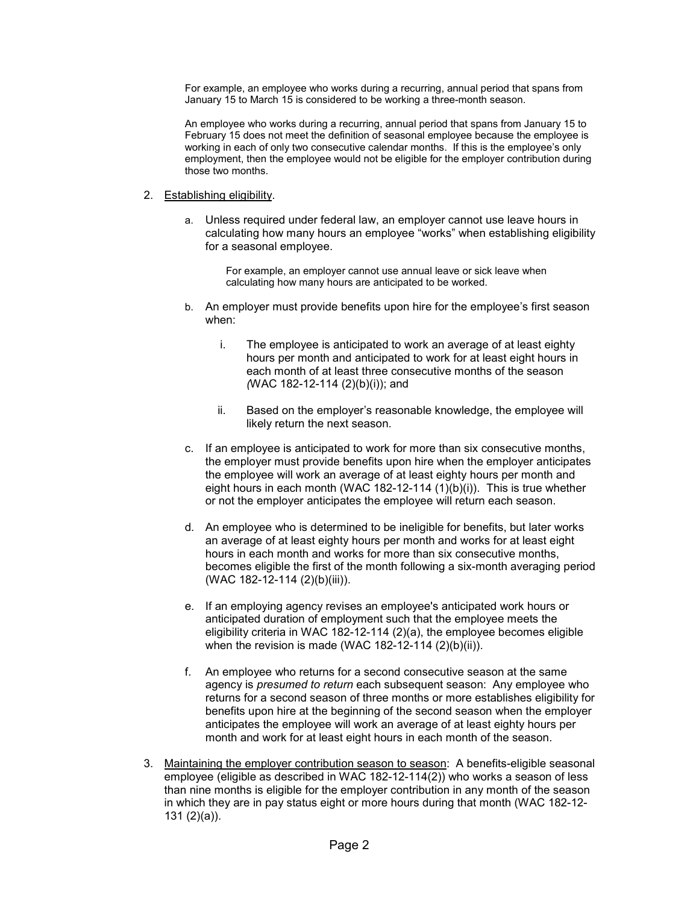For example, an employee who works during a recurring, annual period that spans from January 15 to March 15 is considered to be working a three-month season.

An employee who works during a recurring, annual period that spans from January 15 to February 15 does not meet the definition of seasonal employee because the employee is working in each of only two consecutive calendar months. If this is the employee's only employment, then the employee would not be eligible for the employer contribution during those two months.

2. Establishing eligibility.

   a. Unless required under federal law, an employer cannot use leave hours in calculating how many hours an employee "works" when establishing eligibility for a seasonal employee.

      For example, an employer cannot use annual leave or sick leave when calculating how many hours are anticipated to be worked.

   b. An employer must provide benefits upon hire for the employee's first season when:

      i. The employee is anticipated to work an average of at least eighty hours per month and anticipated to work for at least eight hours in each month of at least three consecutive months of the season *(*WAC 182-12-114 (2)(b)(i)); and

      ii. Based on the employer's reasonable knowledge, the employee will likely return the next season.

   c. If an employee is anticipated to work for more than six consecutive months, the employer must provide benefits upon hire when the employer anticipates the employee will work an average of at least eighty hours per month and eight hours in each month (WAC 182-12-114 (1)(b)(i)). This is true whether or not the employer anticipates the employee will return each season.

   d. An employee who is determined to be ineligible for benefits, but later works an average of at least eighty hours per month and works for at least eight hours in each month and works for more than six consecutive months, becomes eligible the first of the month following a six-month averaging period (WAC 182-12-114 (2)(b)(iii)).

   e. If an employing agency revises an employee's anticipated work hours or anticipated duration of employment such that the employee meets the eligibility criteria in WAC 182-12-114 (2)(a), the employee becomes eligible when the revision is made (WAC 182-12-114 (2)(b)(ii)).

   f. An employee who returns for a second consecutive season at the same agency is *presumed to return* each subsequent season: Any employee who returns for a second season of three months or more establishes eligibility for benefits upon hire at the beginning of the second season when the employer anticipates the employee will work an average of at least eighty hours per month and work for at least eight hours in each month of the season.

3. Maintaining the employer contribution season to season: A benefits-eligible seasonal employee (eligible as described in WAC 182-12-114(2)) who works a season of less than nine months is eligible for the employer contribution in any month of the season in which they are in pay status eight or more hours during that month (WAC 182-12-131 (2)(a)).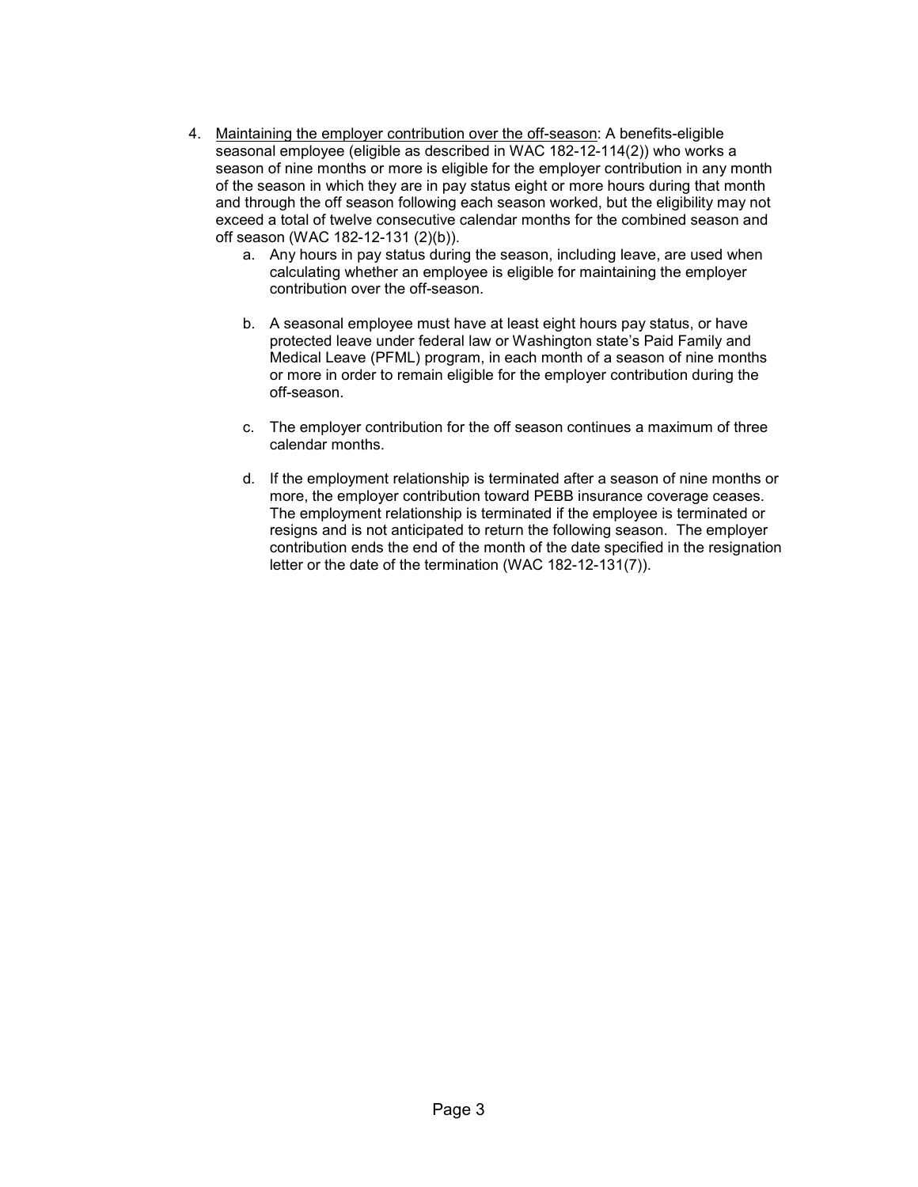4. <u>Maintaining the employer contribution over the off-season</u>: A benefits-eligible seasonal employee (eligible as described in WAC 182-12-114(2)) who works a season of nine months or more is eligible for the employer contribution in any month of the season in which they are in pay status eight or more hours during that month and through the off season following each season worked, but the eligibility may not exceed a total of twelve consecutive calendar months for the combined season and off season (WAC 182-12-131 (2)(b)).
    a. Any hours in pay status during the season, including leave, are used when calculating whether an employee is eligible for maintaining the employer contribution over the off-season.

    b. A seasonal employee must have at least eight hours pay status, or have protected leave under federal law or Washington state's Paid Family and Medical Leave (PFML) program, in each month of a season of nine months or more in order to remain eligible for the employer contribution during the off-season.

    c. The employer contribution for the off season continues a maximum of three calendar months.

    d. If the employment relationship is terminated after a season of nine months or more, the employer contribution toward PEBB insurance coverage ceases. The employment relationship is terminated if the employee is terminated or resigns and is not anticipated to return the following season. The employer contribution ends the end of the month of the date specified in the resignation letter or the date of the termination (WAC 182-12-131(7)).